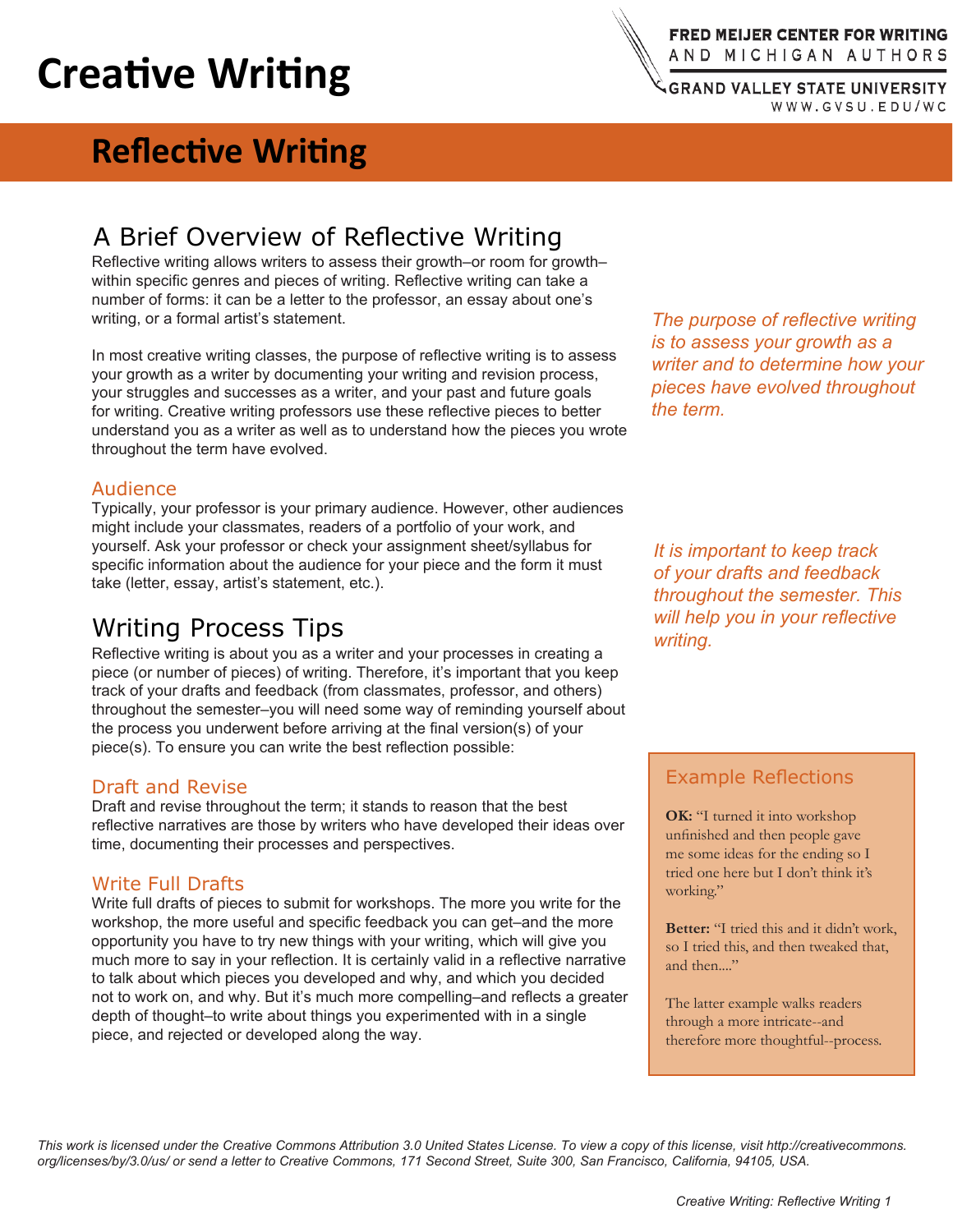# Creative Writing

FRED MEIJER CENTER FOR WRITING AND MICHIGAN AUTHORS
GRAND VALLEY STATE UNIVERSITY
WWW.GVSU.EDU/WC

## Reflective Writing

### A Brief Overview of Reflective Writing

Reflective writing allows writers to assess their growth–or room for growth–within specific genres and pieces of writing. Reflective writing can take a number of forms: it can be a letter to the professor, an essay about one's writing, or a formal artist's statement.

In most creative writing classes, the purpose of reflective writing is to assess your growth as a writer by documenting your writing and revision process, your struggles and successes as a writer, and your past and future goals for writing. Creative writing professors use these reflective pieces to better understand you as a writer as well as to understand how the pieces you wrote throughout the term have evolved.

*The purpose of reflective writing is to assess your growth as a writer and to determine how your pieces have evolved throughout the term.*

#### Audience

Typically, your professor is your primary audience. However, other audiences might include your classmates, readers of a portfolio of your work, and yourself. Ask your professor or check your assignment sheet/syllabus for specific information about the audience for your piece and the form it must take (letter, essay, artist's statement, etc.).

### Writing Process Tips

Reflective writing is about you as a writer and your processes in creating a piece (or number of pieces) of writing. Therefore, it's important that you keep track of your drafts and feedback (from classmates, professor, and others) throughout the semester–you will need some way of reminding yourself about the process you underwent before arriving at the final version(s) of your piece(s). To ensure you can write the best reflection possible:

*It is important to keep track of your drafts and feedback throughout the semester. This will help you in your reflective writing.*

#### Draft and Revise

Draft and revise throughout the term; it stands to reason that the best reflective narratives are those by writers who have developed their ideas over time, documenting their processes and perspectives.

#### Write Full Drafts

Write full drafts of pieces to submit for workshops. The more you write for the workshop, the more useful and specific feedback you can get–and the more opportunity you have to try new things with your writing, which will give you much more to say in your reflection. It is certainly valid in a reflective narrative to talk about which pieces you developed and why, and which you decided not to work on, and why. But it's much more compelling–and reflects a greater depth of thought–to write about things you experimented with in a single piece, and rejected or developed along the way.

#### Example Reflections

**OK:** "I turned it into workshop unfinished and then people gave me some ideas for the ending so I tried one here but I don't think it's working."

**Better:** "I tried this and it didn't work, so I tried this, and then tweaked that, and then...."

The latter example walks readers through a more intricate--and therefore more thoughtful--process.

*This work is licensed under the Creative Commons Attribution 3.0 United States License. To view a copy of this license, visit http://creativecommons.org/licenses/by/3.0/us/ or send a letter to Creative Commons, 171 Second Street, Suite 300, San Francisco, California, 94105, USA.*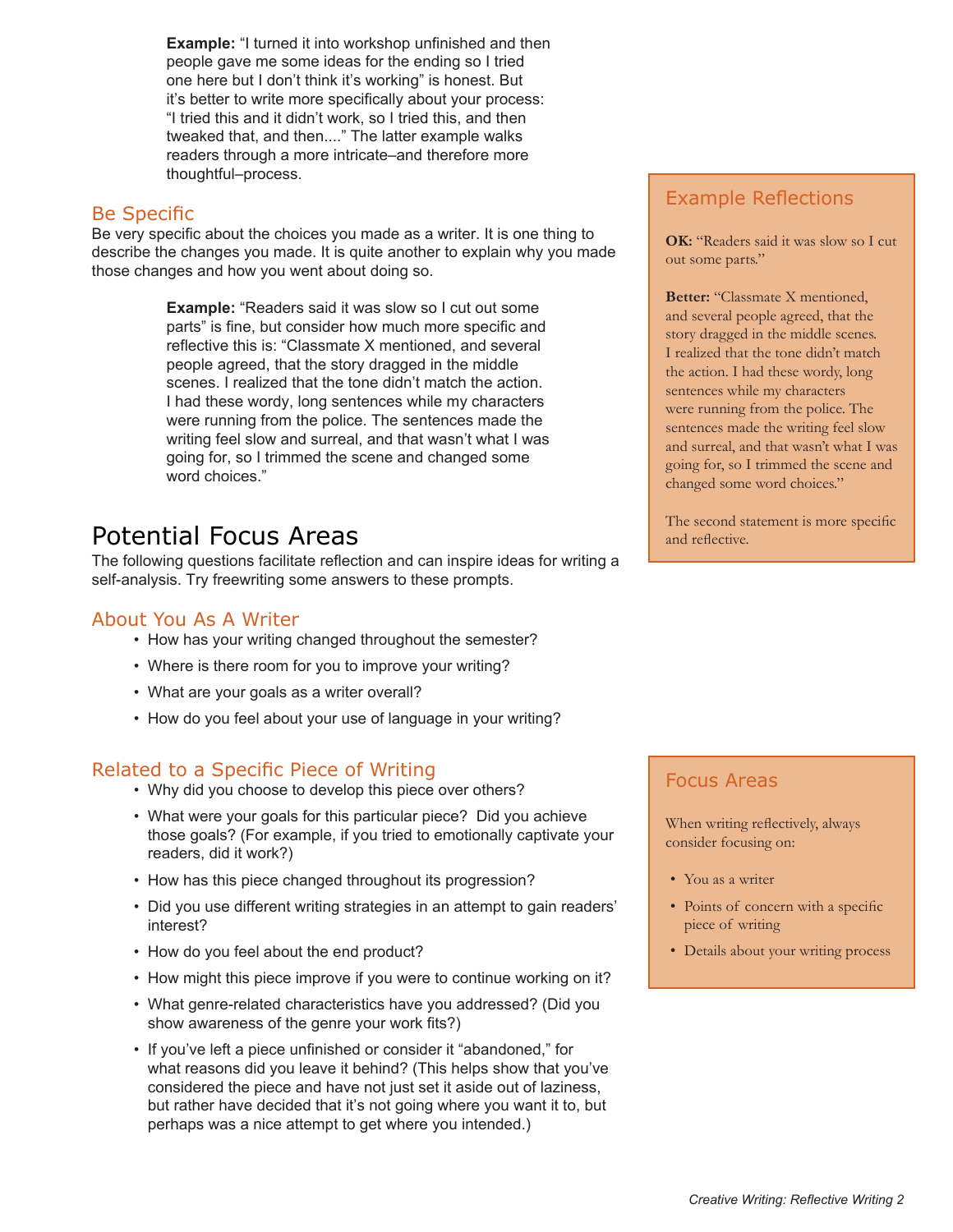**Example:** "I turned it into workshop unfinished and then people gave me some ideas for the ending so I tried one here but I don't think it's working" is honest. But it's better to write more specifically about your process: "I tried this and it didn't work, so I tried this, and then tweaked that, and then...." The latter example walks readers through a more intricate–and therefore more thoughtful–process.

### Be Specific

Be very specific about the choices you made as a writer. It is one thing to describe the changes you made. It is quite another to explain why you made those changes and how you went about doing so.

> **Example:** "Readers said it was slow so I cut out some parts" is fine, but consider how much more specific and reflective this is: "Classmate X mentioned, and several people agreed, that the story dragged in the middle scenes. I realized that the tone didn't match the action. I had these wordy, long sentences while my characters were running from the police. The sentences made the writing feel slow and surreal, and that wasn't what I was going for, so I trimmed the scene and changed some word choices."

> **Example Reflections**
>
> **OK:** "Readers said it was slow so I cut out some parts."
>
> **Better:** "Classmate X mentioned, and several people agreed, that the story dragged in the middle scenes. I realized that the tone didn't match the action. I had these wordy, long sentences while my characters were running from the police. The sentences made the writing feel slow and surreal, and that wasn't what I was going for, so I trimmed the scene and changed some word choices."
>
> The second statement is more specific and reflective.

## Potential Focus Areas

The following questions facilitate reflection and can inspire ideas for writing a self-analysis. Try freewriting some answers to these prompts.

### About You As A Writer

- How has your writing changed throughout the semester?
- Where is there room for you to improve your writing?
- What are your goals as a writer overall?
- How do you feel about your use of language in your writing?

### Related to a Specific Piece of Writing

- Why did you choose to develop this piece over others?
- What were your goals for this particular piece? Did you achieve those goals? (For example, if you tried to emotionally captivate your readers, did it work?)
- How has this piece changed throughout its progression?
- Did you use different writing strategies in an attempt to gain readers' interest?
- How do you feel about the end product?
- How might this piece improve if you were to continue working on it?
- What genre-related characteristics have you addressed? (Did you show awareness of the genre your work fits?)
- If you've left a piece unfinished or consider it "abandoned," for what reasons did you leave it behind? (This helps show that you've considered the piece and have not just set it aside out of laziness, but rather have decided that it's not going where you want it to, but perhaps was a nice attempt to get where you intended.)

> **Focus Areas**
>
> When writing reflectively, always consider focusing on:
>
> - You as a writer
> - Points of concern with a specific piece of writing
> - Details about your writing process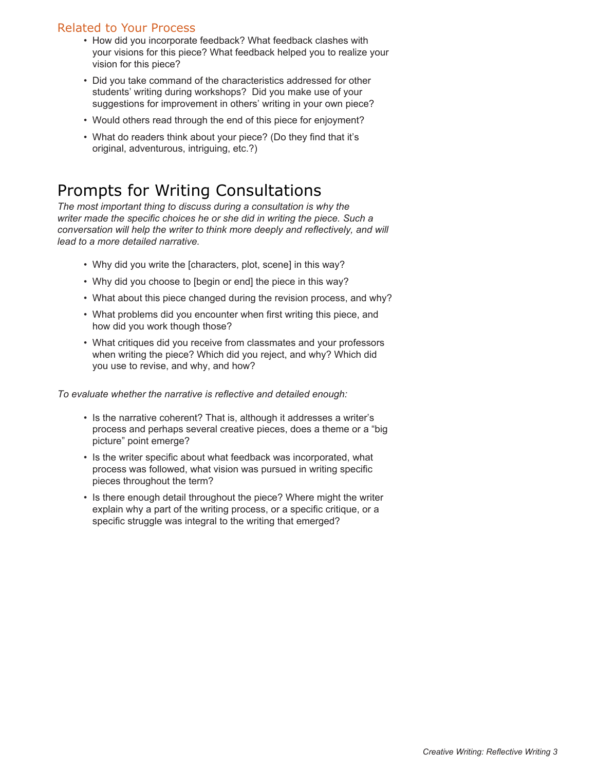### Related to Your Process

- How did you incorporate feedback? What feedback clashes with your visions for this piece? What feedback helped you to realize your vision for this piece?
- Did you take command of the characteristics addressed for other students' writing during workshops? Did you make use of your suggestions for improvement in others' writing in your own piece?
- Would others read through the end of this piece for enjoyment?
- What do readers think about your piece? (Do they find that it's original, adventurous, intriguing, etc.?)

## Prompts for Writing Consultations

*The most important thing to discuss during a consultation is why the writer made the specific choices he or she did in writing the piece. Such a conversation will help the writer to think more deeply and reflectively, and will lead to a more detailed narrative.*

- Why did you write the [characters, plot, scene] in this way?
- Why did you choose to [begin or end] the piece in this way?
- What about this piece changed during the revision process, and why?
- What problems did you encounter when first writing this piece, and how did you work though those?
- What critiques did you receive from classmates and your professors when writing the piece? Which did you reject, and why? Which did you use to revise, and why, and how?

*To evaluate whether the narrative is reflective and detailed enough:*

- Is the narrative coherent? That is, although it addresses a writer's process and perhaps several creative pieces, does a theme or a "big picture" point emerge?
- Is the writer specific about what feedback was incorporated, what process was followed, what vision was pursued in writing specific pieces throughout the term?
- Is there enough detail throughout the piece? Where might the writer explain why a part of the writing process, or a specific critique, or a specific struggle was integral to the writing that emerged?